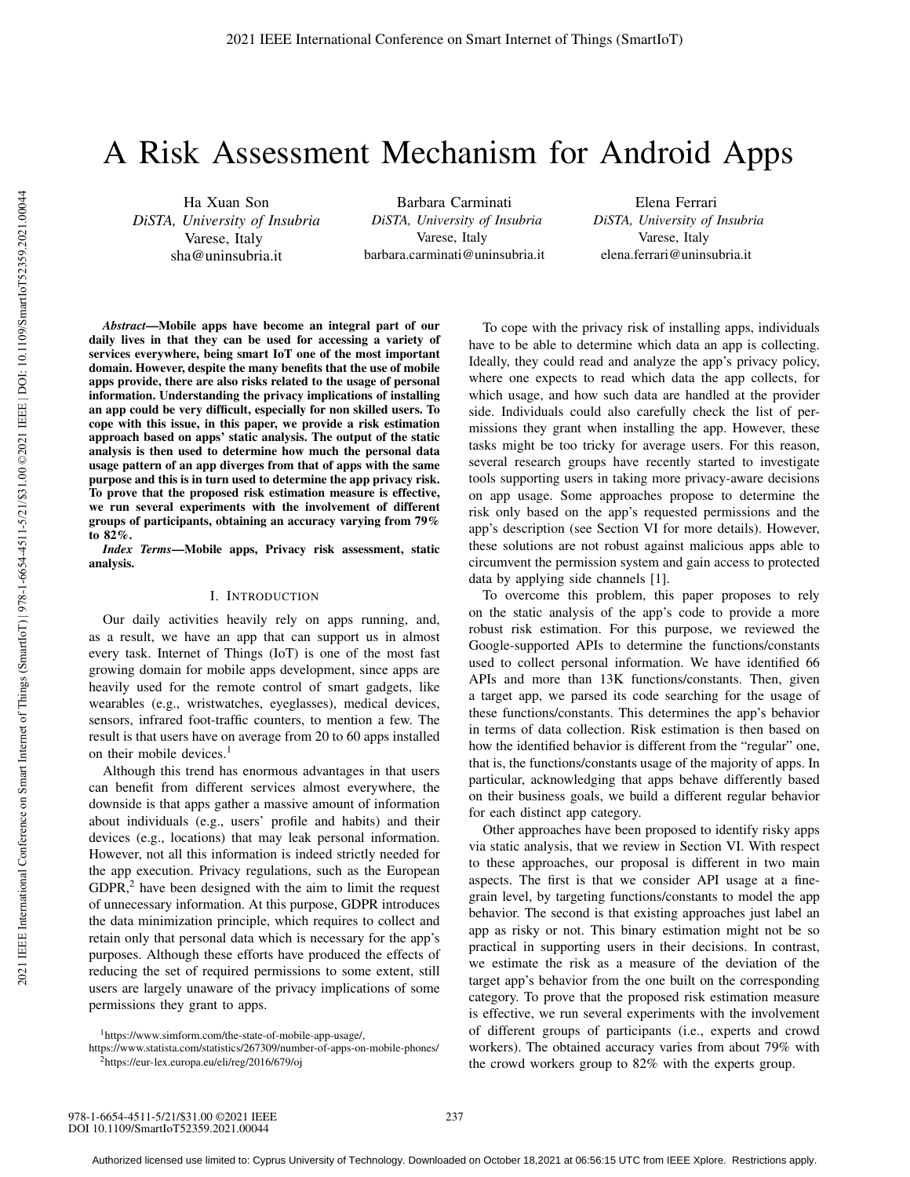# A Risk Assessment Mechanism for Android Apps

Ha Xuan Son
*DiSTA, University of Insubria*
Varese, Italy
sha@uninsubria.it

Barbara Carminati
*DiSTA, University of Insubria*
Varese, Italy
barbara.carminati@uninsubria.it

Elena Ferrari
*DiSTA, University of Insubria*
Varese, Italy
elena.ferrari@uninsubria.it

***Abstract*—Mobile apps have become an integral part of our daily lives in that they can be used for accessing a variety of services everywhere, being smart IoT one of the most important domain. However, despite the many benefits that the use of mobile apps provide, there are also risks related to the usage of personal information. Understanding the privacy implications of installing an app could be very difficult, especially for non skilled users. To cope with this issue, in this paper, we provide a risk estimation approach based on apps' static analysis. The output of the static analysis is then used to determine how much the personal data usage pattern of an app diverges from that of apps with the same purpose and this is in turn used to determine the app privacy risk. To prove that the proposed risk estimation measure is effective, we run several experiments with the involvement of different groups of participants, obtaining an accuracy varying from 79% to 82%.**

***Index Terms*—Mobile apps, Privacy risk assessment, static analysis.**

## I. Introduction

Our daily activities heavily rely on apps running, and, as a result, we have an app that can support us in almost every task. Internet of Things (IoT) is one of the most fast growing domain for mobile apps development, since apps are heavily used for the remote control of smart gadgets, like wearables (e.g., wristwatches, eyeglasses), medical devices, sensors, infrared foot-traffic counters, to mention a few. The result is that users have on average from 20 to 60 apps installed on their mobile devices.[1]

Although this trend has enormous advantages in that users can benefit from different services almost everywhere, the downside is that apps gather a massive amount of information about individuals (e.g., users' profile and habits) and their devices (e.g., locations) that may leak personal information. However, not all this information is indeed strictly needed for the app execution. Privacy regulations, such as the European GDPR,[2] have been designed with the aim to limit the request of unnecessary information. At this purpose, GDPR introduces the data minimization principle, which requires to collect and retain only that personal data which is necessary for the app's purposes. Although these efforts have produced the effects of reducing the set of required permissions to some extent, still users are largely unaware of the privacy implications of some permissions they grant to apps.

To cope with the privacy risk of installing apps, individuals have to be able to determine which data an app is collecting. Ideally, they could read and analyze the app's privacy policy, where one expects to read which data the app collects, for which usage, and how such data are handled at the provider side. Individuals could also carefully check the list of permissions they grant when installing the app. However, these tasks might be too tricky for average users. For this reason, several research groups have recently started to investigate tools supporting users in taking more privacy-aware decisions on app usage. Some approaches propose to determine the risk only based on the app's requested permissions and the app's description (see Section VI for more details). However, these solutions are not robust against malicious apps able to circumvent the permission system and gain access to protected data by applying side channels [1].

To overcome this problem, this paper proposes to rely on the static analysis of the app's code to provide a more robust risk estimation. For this purpose, we reviewed the Google-supported APIs to determine the functions/constants used to collect personal information. We have identified 66 APIs and more than 13K functions/constants. Then, given a target app, we parsed its code searching for the usage of these functions/constants. This determines the app's behavior in terms of data collection. Risk estimation is then based on how the identified behavior is different from the "regular" one, that is, the functions/constants usage of the majority of apps. In particular, acknowledging that apps behave differently based on their business goals, we build a different regular behavior for each distinct app category.

Other approaches have been proposed to identify risky apps via static analysis, that we review in Section VI. With respect to these approaches, our proposal is different in two main aspects. The first is that we consider API usage at a fine-grain level, by targeting functions/constants to model the app behavior. The second is that existing approaches just label an app as risky or not. This binary estimation might not be so practical in supporting users in their decisions. In contrast, we estimate the risk as a measure of the deviation of the target app's behavior from the one built on the corresponding category. To prove that the proposed risk estimation measure is effective, we run several experiments with the involvement of different groups of participants (i.e., experts and crowd workers). The obtained accuracy varies from about 79% with the crowd workers group to 82% with the experts group.

[1]https://www.simform.com/the-state-of-mobile-app-usage/, https://www.statista.com/statistics/267309/number-of-apps-on-mobile-phones/
[2]https://eur-lex.europa.eu/eli/reg/2016/679/oj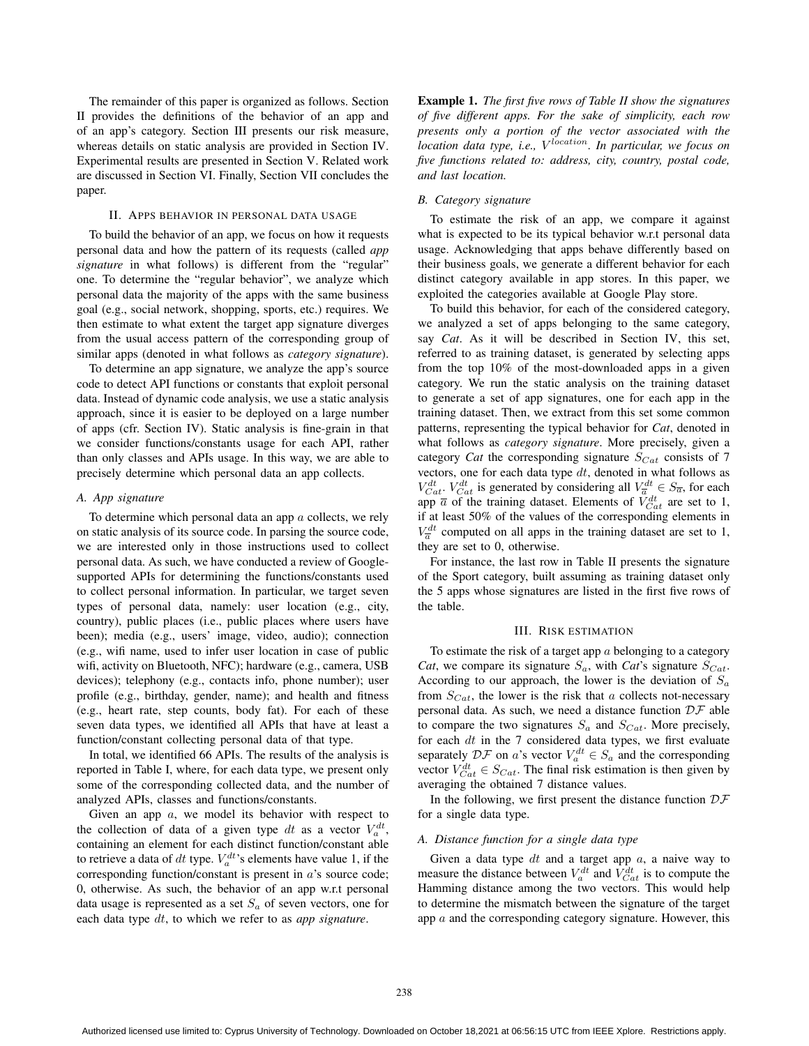The remainder of this paper is organized as follows. Section II provides the definitions of the behavior of an app and of an app's category. Section III presents our risk measure, whereas details on static analysis are provided in Section IV. Experimental results are presented in Section V. Related work are discussed in Section VI. Finally, Section VII concludes the paper.

## II. Apps behavior in personal data usage

To build the behavior of an app, we focus on how it requests personal data and how the pattern of its requests (called *app signature* in what follows) is different from the "regular" one. To determine the "regular behavior", we analyze which personal data the majority of the apps with the same business goal (e.g., social network, shopping, sports, etc.) requires. We then estimate to what extent the target app signature diverges from the usual access pattern of the corresponding group of similar apps (denoted in what follows as *category signature*).

To determine an app signature, we analyze the app's source code to detect API functions or constants that exploit personal data. Instead of dynamic code analysis, we use a static analysis approach, since it is easier to be deployed on a large number of apps (cfr. Section IV). Static analysis is fine-grain in that we consider functions/constants usage for each API, rather than only classes and APIs usage. In this way, we are able to precisely determine which personal data an app collects.

### A. App signature

To determine which personal data an app $a$ collects, we rely on static analysis of its source code. In parsing the source code, we are interested only in those instructions used to collect personal data. As such, we have conducted a review of Google-supported APIs for determining the functions/constants used to collect personal information. In particular, we target seven types of personal data, namely: user location (e.g., city, country), public places (i.e., public places where users have been); media (e.g., users' image, video, audio); connection (e.g., wifi name, used to infer user location in case of public wifi, activity on Bluetooth, NFC); hardware (e.g., camera, USB devices); telephony (e.g., contacts info, phone number); user profile (e.g., birthday, gender, name); and health and fitness (e.g., heart rate, step counts, body fat). For each of these seven data types, we identified all APIs that have at least a function/constant collecting personal data of that type.

In total, we identified 66 APIs. The results of the analysis is reported in Table I, where, for each data type, we present only some of the corresponding collected data, and the number of analyzed APIs, classes and functions/constants.

Given an app $a$, we model its behavior with respect to the collection of data of a given type $dt$ as a vector $V_a^{dt}$, containing an element for each distinct function/constant able to retrieve a data of $dt$ type. $V_a^{dt}$'s elements have value 1, if the corresponding function/constant is present in $a$'s source code; 0, otherwise. As such, the behavior of an app w.r.t personal data usage is represented as a set $S_a$ of seven vectors, one for each data type $dt$, to which we refer to as *app signature*.

**Example 1.** *The first five rows of Table II show the signatures of five different apps. For the sake of simplicity, each row presents only a portion of the vector associated with the location data type, i.e., $V^{location}$. In particular, we focus on five functions related to: address, city, country, postal code, and last location.*

### B. Category signature

To estimate the risk of an app, we compare it against what is expected to be its typical behavior w.r.t personal data usage. Acknowledging that apps behave differently based on their business goals, we generate a different behavior for each distinct category available in app stores. In this paper, we exploited the categories available at Google Play store.

To build this behavior, for each of the considered category, we analyzed a set of apps belonging to the same category, say *Cat*. As it will be described in Section IV, this set, referred to as training dataset, is generated by selecting apps from the top 10% of the most-downloaded apps in a given category. We run the static analysis on the training dataset to generate a set of app signatures, one for each app in the training dataset. Then, we extract from this set some common patterns, representing the typical behavior for *Cat*, denoted in what follows as *category signature*. More precisely, given a category *Cat* the corresponding signature $S_{Cat}$ consists of 7 vectors, one for each data type $dt$, denoted in what follows as $V_{Cat}^{dt}$. $V_{Cat}^{dt}$ is generated by considering all $V_{\overline{a}}^{dt} \in S_{\overline{a}}$, for each app $\overline{a}$ of the training dataset. Elements of $V_{Cat}^{dt}$ are set to 1, if at least 50% of the values of the corresponding elements in $V_{\overline{a}}^{dt}$ computed on all apps in the training dataset are set to 1, they are set to 0, otherwise.

For instance, the last row in Table II presents the signature of the Sport category, built assuming as training dataset only the 5 apps whose signatures are listed in the first five rows of the table.

## III. Risk estimation

To estimate the risk of a target app $a$ belonging to a category *Cat*, we compare its signature $S_a$, with *Cat*'s signature $S_{Cat}$. According to our approach, the lower is the deviation of $S_a$ from $S_{Cat}$, the lower is the risk that $a$ collects not-necessary personal data. As such, we need a distance function $\mathcal{DF}$ able to compare the two signatures $S_a$ and $S_{Cat}$. More precisely, for each $dt$ in the 7 considered data types, we first evaluate separately $\mathcal{DF}$ on $a$'s vector $V_a^{dt} \in S_a$ and the corresponding vector $V_{Cat}^{dt} \in S_{Cat}$. The final risk estimation is then given by averaging the obtained 7 distance values.

In the following, we first present the distance function $\mathcal{DF}$ for a single data type.

### A. Distance function for a single data type

Given a data type $dt$ and a target app $a$, a naive way to measure the distance between $V_a^{dt}$ and $V_{Cat}^{dt}$ is to compute the Hamming distance among the two vectors. This would help to determine the mismatch between the signature of the target app $a$ and the corresponding category signature. However, this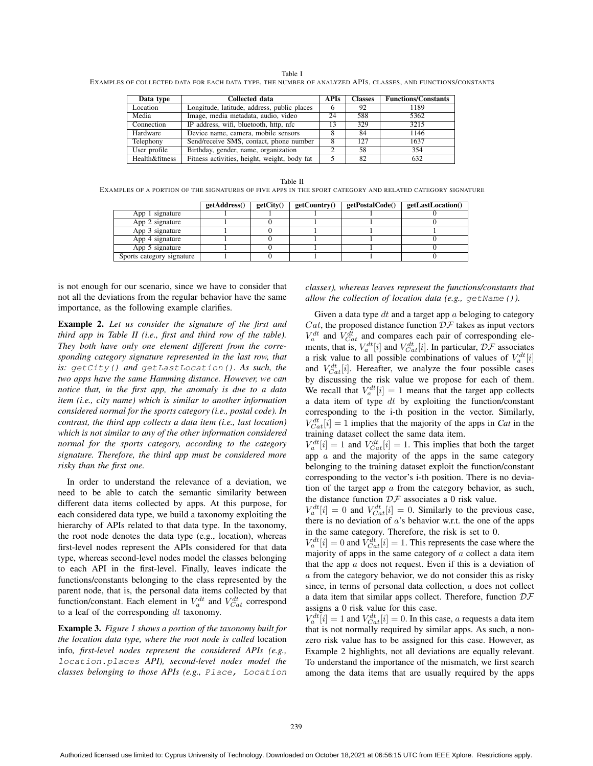Table I
EXAMPLES OF COLLECTED DATA FOR EACH DATA TYPE, THE NUMBER OF ANALYZED APIS, CLASSES, AND FUNCTIONS/CONSTANTS

| Data type | Collected data | APIs | Classes | Functions/Constants |
|---|---|---|---|---|
| Location | Longitude, latitude, address, public places | 6 | 92 | 1189 |
| Media | Image, media metadata, audio, video | 24 | 588 | 5362 |
| Connection | IP address, wifi, bluetooth, http, nfc | 13 | 329 | 3215 |
| Hardware | Device name, camera, mobile sensors | 8 | 84 | 1146 |
| Telephony | Send/receive SMS, contact, phone number | 8 | 127 | 1637 |
| User profile | Birthday, gender, name, organization | 2 | 58 | 354 |
| Health&fitness | Fitness activities, height, weight, body fat | 5 | 82 | 632 |

Table II
EXAMPLES OF A PORTION OF THE SIGNATURES OF FIVE APPS IN THE SPORT CATEGORY AND RELATED CATEGORY SIGNATURE

| | getAddress() | getCity() | getCountry() | getPostalCode() | getLastLocation() |
|---|---|---|---|---|---|
| App 1 signature | 1 | 1 | 1 | 1 | 0 |
| App 2 signature | 1 | 0 | 1 | 1 | 0 |
| App 3 signature | 1 | 0 | 1 | 1 | 1 |
| App 4 signature | 1 | 0 | 1 | 1 | 0 |
| App 5 signature | 1 | 0 | 1 | 1 | 0 |
| Sports category signature | 1 | 0 | 1 | 1 | 0 |

is not enough for our scenario, since we have to consider that not all the deviations from the regular behavior have the same importance, as the following example clarifies.

**Example 2.** *Let us consider the signature of the first and third app in Table II (i.e., first and third row of the table). They both have only one element different from the corresponding category signature represented in the last row, that is: `getCity()` and `getLastLocation()`. As such, the two apps have the same Hamming distance. However, we can notice that, in the first app, the anomaly is due to a data item (i.e., city name) which is similar to another information considered normal for the sports category (i.e., postal code). In contrast, the third app collects a data item (i.e., last location) which is not similar to any of the other information considered normal for the sports category, according to the category signature. Therefore, the third app must be considered more risky than the first one.*

In order to understand the relevance of a deviation, we need to be able to catch the semantic similarity between different data items collected by apps. At this purpose, for each considered data type, we build a taxonomy exploiting the hierarchy of APIs related to that data type. In the taxonomy, the root node denotes the data type (e.g., location), whereas first-level nodes represent the APIs considered for that data type, whereas second-level nodes model the classes belonging to each API in the first-level. Finally, leaves indicate the functions/constants belonging to the class represented by the parent node, that is, the personal data items collected by that function/constant. Each element in $V_a^{dt}$ and $V_{Cat}^{dt}$ correspond to a leaf of the corresponding $dt$ taxonomy.

**Example 3.** *Figure 1 shows a portion of the taxonomy built for the location data type, where the root node is called* location info*, first-level nodes represent the considered APIs (e.g., `location.places` API), second-level nodes model the classes belonging to those APIs (e.g., `Place, Location` classes), whereas leaves represent the functions/constants that allow the collection of location data (e.g., `getName()`).*

Given a data type $dt$ and a target app $a$ beloging to category $Cat$, the proposed distance function $\mathcal{DF}$ takes as input vectors $V_a^{dt}$ and $V_{Cat}^{dt}$ and compares each pair of corresponding elements, that is, $V_a^{dt}[i]$ and $V_{Cat}^{dt}[i]$. In particular, $\mathcal{DF}$ associates a risk value to all possible combinations of values of $V_a^{dt}[i]$ and $V_{Cat}^{dt}[i]$. Hereafter, we analyze the four possible cases by discussing the risk value we propose for each of them. We recall that $V_a^{dt}[i] = 1$ means that the target app collects a data item of type $dt$ by exploiting the function/constant corresponding to the i-th position in the vector. Similarly, $V_{Cat}^{dt}[i] = 1$ implies that the majority of the apps in *Cat* in the training dataset collect the same data item.

$V_a^{dt}[i] = 1$ and $V_{Cat}^{dt}[i] = 1$. This implies that both the target app $a$ and the majority of the apps in the same category belonging to the training dataset exploit the function/constant corresponding to the vector's i-th position. There is no deviation of the target app $a$ from the category behavior, as such, the distance function $\mathcal{DF}$ associates a 0 risk value.

$V_a^{dt}[i] = 0$ and $V_{Cat}^{dt}[i] = 0$. Similarly to the previous case, there is no deviation of $a$'s behavior w.r.t. the one of the apps in the same category. Therefore, the risk is set to 0.

$V_a^{dt}[i] = 0$ and $V_{Cat}^{dt}[i] = 1$. This represents the case where the majority of apps in the same category of $a$ collect a data item that the app $a$ does not request. Even if this is a deviation of $a$ from the category behavior, we do not consider this as risky since, in terms of personal data collection, $a$ does not collect a data item that similar apps collect. Therefore, function $\mathcal{DF}$ assigns a 0 risk value for this case.

$V_a^{dt}[i] = 1$ and $V_{Cat}^{dt}[i] = 0$. In this case, $a$ requests a data item that is not normally required by similar apps. As such, a non-zero risk value has to be assigned for this case. However, as Example 2 highlights, not all deviations are equally relevant. To understand the importance of the mismatch, we first search among the data items that are usually required by the apps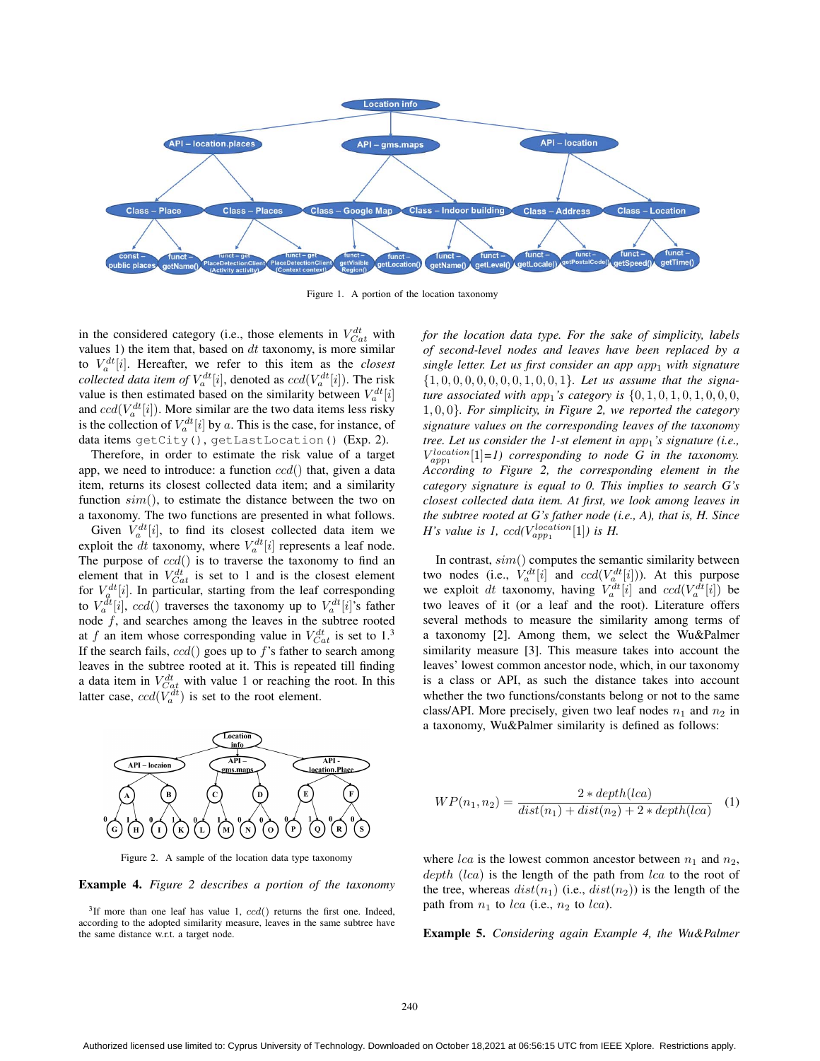Figure 1. A portion of the location taxonomy

in the considered category (i.e., those elements in $V^{dt}_{Cat}$ with values 1) the item that, based on $dt$ taxonomy, is more similar to $V^{dt}_{a}[i]$. Hereafter, we refer to this item as the *closest collected data item of* $V^{dt}_{a}[i]$, denoted as $ccd(V^{dt}_{a}[i])$. The risk value is then estimated based on the similarity between $V^{dt}_{a}[i]$ and $ccd(V^{dt}_{a}[i])$. More similar are the two data items less risky is the collection of $V^{dt}_{a}[i]$ by $a$. This is the case, for instance, of data items `getCity()`, `getLastLocation()` (Exp. 2).

Therefore, in order to estimate the risk value of a target app, we need to introduce: a function $ccd()$ that, given a data item, returns its closest collected data item; and a similarity function $sim()$, to estimate the distance between the two on a taxonomy. The two functions are presented in what follows.

Given $V^{dt}_{a}[i]$, to find its closest collected data item we exploit the $dt$ taxonomy, where $V^{dt}_{a}[i]$ represents a leaf node. The purpose of $ccd()$ is to traverse the taxonomy to find an element that in $V^{dt}_{Cat}$ is set to 1 and is the closest element for $V^{dt}_{a}[i]$. In particular, starting from the leaf corresponding to $V^{dt}_{a}[i]$, $ccd()$ traverses the taxonomy up to $V^{dt}_{a}[i]$'s father node $f$, and searches among the leaves in the subtree rooted at $f$ an item whose corresponding value in $V^{dt}_{Cat}$ is set to 1.[3] If the search fails, $ccd()$ goes up to $f$'s father to search among leaves in the subtree rooted at it. This is repeated till finding a data item in $V^{dt}_{Cat}$ with value 1 or reaching the root. In this latter case, $ccd(V^{dt}_{a})$ is set to the root element.

Figure 2. A sample of the location data type taxonomy

**Example 4.** *Figure 2 describes a portion of the taxonomy for the location data type. For the sake of simplicity, labels of second-level nodes and leaves have been replaced by a single letter. Let us first consider an app $app_1$ with signature $\{1, 0, 0, 0, 0, 0, 0, 0, 1, 0, 0, 1\}$. Let us assume that the signature associated with $app_1$'s category is $\{0, 1, 0, 1, 0, 1, 0, 0, 0, 1, 0, 0\}$. For simplicity, in Figure 2, we reported the category signature values on the corresponding leaves of the taxonomy tree. Let us consider the 1-st element in $app_1$'s signature (i.e., $V^{location}_{app_1}[1]$=1) corresponding to node G in the taxonomy. According to Figure 2, the corresponding element in the category signature is equal to 0. This implies to search G's closest collected data item. At first, we look among leaves in the subtree rooted at G's father node (i.e., A), that is, H. Since H's value is 1, $ccd(V^{location}_{app_1}[1])$ is H.*

In contrast, $sim()$ computes the semantic similarity between two nodes (i.e., $V^{dt}_{a}[i]$ and $ccd(V^{dt}_{a}[i])$). At this purpose we exploit $dt$ taxonomy, having $V^{dt}_{a}[i]$ and $ccd(V^{dt}_{a}[i])$ be two leaves of it (or a leaf and the root). Literature offers several methods to measure the similarity among terms of a taxonomy [2]. Among them, we select the Wu&Palmer similarity measure [3]. This measure takes into account the leaves' lowest common ancestor node, which, in our taxonomy is a class or API, as such the distance takes into account whether the two functions/constants belong or not to the same class/API. More precisely, given two leaf nodes $n_1$ and $n_2$ in a taxonomy, Wu&Palmer similarity is defined as follows:

$$WP(n_1, n_2) = \frac{2 * depth(lca)}{dist(n_1) + dist(n_2) + 2 * depth(lca)} \quad (1)$$

where $lca$ is the lowest common ancestor between $n_1$ and $n_2$, $depth$ $(lca)$ is the length of the path from $lca$ to the root of the tree, whereas $dist(n_1)$ (i.e., $dist(n_2)$) is the length of the path from $n_1$ to $lca$ (i.e., $n_2$ to $lca$).

**Example 5.** *Considering again Example 4, the Wu&Palmer*

[3] If more than one leaf has value 1, $ccd()$ returns the first one. Indeed, according to the adopted similarity measure, leaves in the same subtree have the same distance w.r.t. a target node.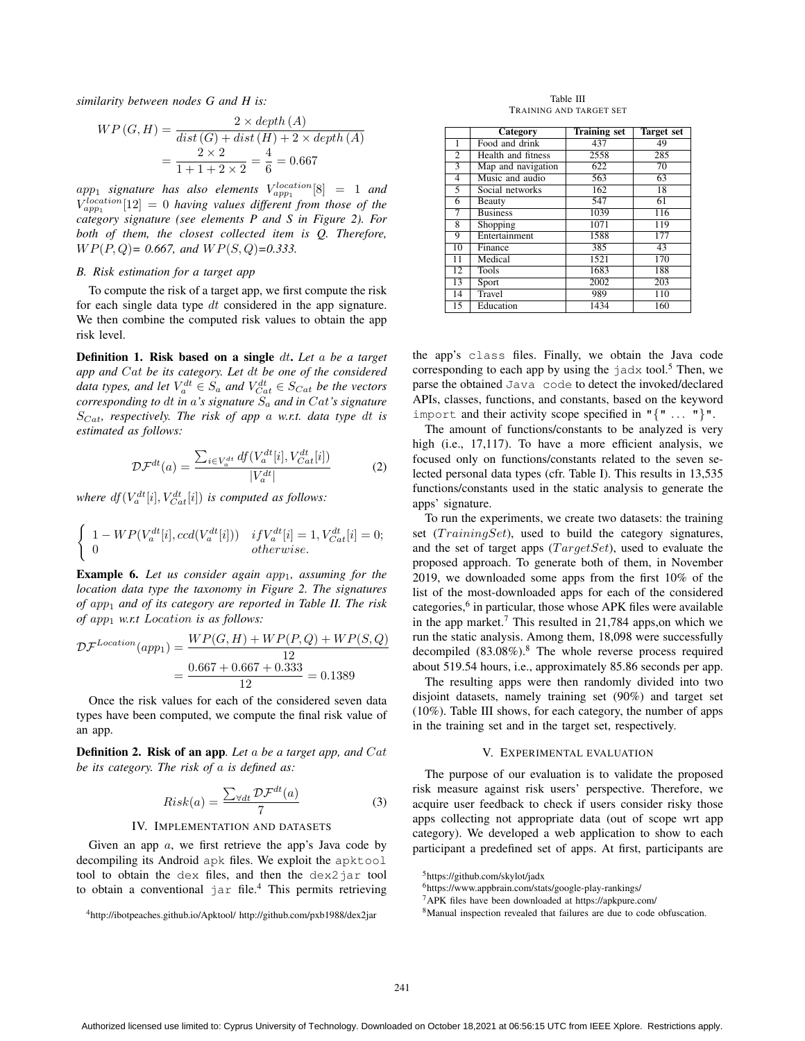*similarity between nodes G and H is:*

$$WP(G,H) = \frac{2 \times depth(A)}{dist(G) + dist(H) + 2 \times depth(A)} = \frac{2 \times 2}{1 + 1 + 2 \times 2} = \frac{4}{6} = 0.667$$

*$app_1$ signature has also elements $V_{app_1}^{location}[8] = 1$ and $V_{app_1}^{location}[12] = 0$ having values different from those of the category signature (see elements P and S in Figure 2). For both of them, the closest collected item is Q. Therefore, $WP(P,Q)$= 0.667, and $WP(S,Q)$=0.333.*

### B. Risk estimation for a target app

To compute the risk of a target app, we first compute the risk for each single data type $dt$ considered in the app signature. We then combine the computed risk values to obtain the app risk level.

**Definition 1. Risk based on a single $dt$.** *Let $a$ be a target app and $Cat$ be its category. Let $dt$ be one of the considered data types, and let $V_a^{dt} \in S_a$ and $V_{Cat}^{dt} \in S_{Cat}$ be the vectors corresponding to $dt$ in $a$'s signature $S_a$ and in $Cat$'s signature $S_{Cat}$, respectively. The risk of app $a$ w.r.t. data type $dt$ is estimated as follows:*

$$\mathcal{DF}^{dt}(a) = \frac{\sum_{i \in V_a^{dt}} df(V_a^{dt}[i], V_{Cat}^{dt}[i])}{|V_a^{dt}|} \quad (2)$$

*where $df(V_a^{dt}[i], V_{Cat}^{dt}[i])$ is computed as follows:*

$$\begin{cases} 1 - WP(V_a^{dt}[i], ccd(V_a^{dt}[i])) & if V_a^{dt}[i] = 1, V_{Cat}^{dt}[i] = 0; \\ 0 & otherwise. \end{cases}$$

**Example 6.** *Let us consider again $app_1$, assuming for the location data type the taxonomy in Figure 2. The signatures of $app_1$ and of its category are reported in Table II. The risk of $app_1$ w.r.t Location is as follows:*

$$\mathcal{DF}^{Location}(app_1) = \frac{WP(G,H) + WP(P,Q) + WP(S,Q)}{12} = \frac{0.667 + 0.667 + 0.333}{12} = 0.1389$$

Once the risk values for each of the considered seven data types have been computed, we compute the final risk value of an app.

**Definition 2. Risk of an app**. *Let $a$ be a target app, and $Cat$ be its category. The risk of $a$ is defined as:*

$$Risk(a) = \frac{\sum_{\forall dt} \mathcal{DF}^{dt}(a)}{7} \quad (3)$$

## IV. Implementation and datasets

Given an app $a$, we first retrieve the app's Java code by decompiling its Android `apk` files. We exploit the `apktool` tool to obtain the `dex` files, and then the `dex2jar` tool to obtain a conventional `jar` file.[4] This permits retrieving the app's `class` files. Finally, we obtain the Java code corresponding to each app by using the `jadx` tool.[5] Then, we parse the obtained `Java code` to detect the invoked/declared APIs, classes, functions, and constants, based on the keyword `import` and their activity scope specified in "{" ... "}".

The amount of functions/constants to be analyzed is very high (i.e., 17,117). To have a more efficient analysis, we focused only on functions/constants related to the seven selected personal data types (cfr. Table I). This results in 13,535 functions/constants used in the static analysis to generate the apps' signature.

To run the experiments, we create two datasets: the training set ($TrainingSet$), used to build the category signatures, and the set of target apps ($TargetSet$), used to evaluate the proposed approach. To generate both of them, in November 2019, we downloaded some apps from the first 10% of the list of the most-downloaded apps for each of the considered categories,[6] in particular, those whose APK files were available in the app market.[7] This resulted in 21,784 apps,on which we run the static analysis. Among them, 18,098 were successfully decompiled (83.08%).[8] The whole reverse process required about 519.54 hours, i.e., approximately 85.86 seconds per app.

The resulting apps were then randomly divided into two disjoint datasets, namely training set (90%) and target set (10%). Table III shows, for each category, the number of apps in the training set and in the target set, respectively.

Table III
Training and target set

| | Category | Training set | Target set |
|---|---|---|---|
| 1 | Food and drink | 437 | 49 |
| 2 | Health and fitness | 2558 | 285 |
| 3 | Map and navigation | 622 | 70 |
| 4 | Music and audio | 563 | 63 |
| 5 | Social networks | 162 | 18 |
| 6 | Beauty | 547 | 61 |
| 7 | Business | 1039 | 116 |
| 8 | Shopping | 1071 | 119 |
| 9 | Entertainment | 1588 | 177 |
| 10 | Finance | 385 | 43 |
| 11 | Medical | 1521 | 170 |
| 12 | Tools | 1683 | 188 |
| 13 | Sport | 2002 | 203 |
| 14 | Travel | 989 | 110 |
| 15 | Education | 1434 | 160 |

## V. Experimental evaluation

The purpose of our evaluation is to validate the proposed risk measure against risk users' perspective. Therefore, we acquire user feedback to check if users consider risky those apps collecting not appropriate data (out of scope wrt app category). We developed a web application to show to each participant a predefined set of apps. At first, participants are

[4] http://ibotpeaches.github.io/Apktool/ http://github.com/pxb1988/dex2jar

[5] https://github.com/skylot/jadx

[6] https://www.appbrain.com/stats/google-play-rankings/

[7] APK files have been downloaded at https://apkpure.com/

[8] Manual inspection revealed that failures are due to code obfuscation.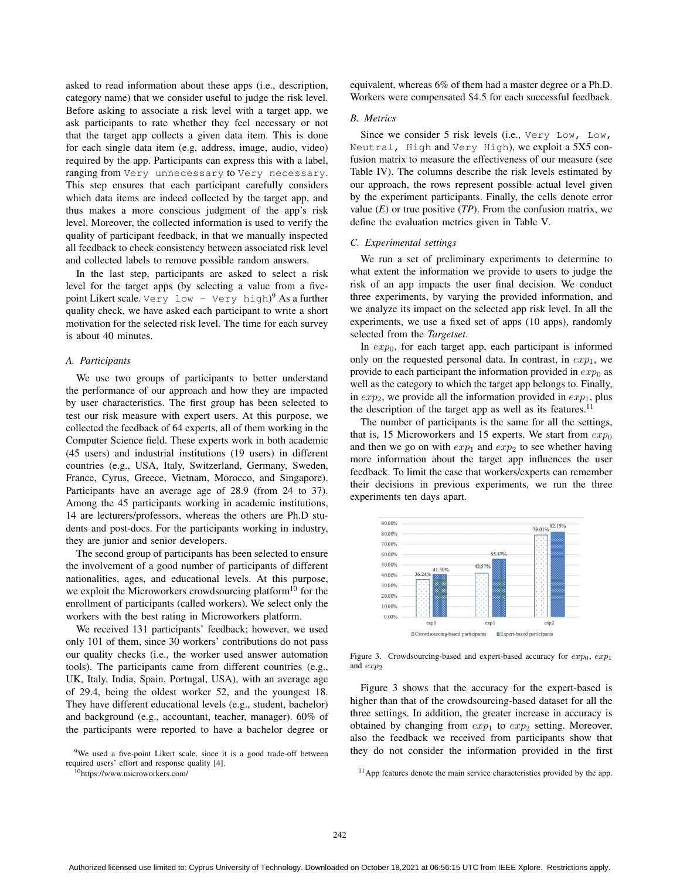asked to read information about these apps (i.e., description, category name) that we consider useful to judge the risk level. Before asking to associate a risk level with a target app, we ask participants to rate whether they feel necessary or not that the target app collects a given data item. This is done for each single data item (e.g, address, image, audio, video) required by the app. Participants can express this with a label, ranging from `Very unnecessary` to `Very necessary`. This step ensures that each participant carefully considers which data items are indeed collected by the target app, and thus makes a more conscious judgment of the app's risk level. Moreover, the collected information is used to verify the quality of participant feedback, in that we manually inspected all feedback to check consistency between associated risk level and collected labels to remove possible random answers.

In the last step, participants are asked to select a risk level for the target apps (by selecting a value from a five-point Likert scale. `Very low - Very high`)[9] As a further quality check, we have asked each participant to write a short motivation for the selected risk level. The time for each survey is about 40 minutes.

### *A. Participants*

We use two groups of participants to better understand the performance of our approach and how they are impacted by user characteristics. The first group has been selected to test our risk measure with expert users. At this purpose, we collected the feedback of 64 experts, all of them working in the Computer Science field. These experts work in both academic (45 users) and industrial institutions (19 users) in different countries (e.g., USA, Italy, Switzerland, Germany, Sweden, France, Cyrus, Greece, Vietnam, Morocco, and Singapore). Participants have an average age of 28.9 (from 24 to 37). Among the 45 participants working in academic institutions, 14 are lecturers/professors, whereas the others are Ph.D students and post-docs. For the participants working in industry, they are junior and senior developers.

The second group of participants has been selected to ensure the involvement of a good number of participants of different nationalities, ages, and educational levels. At this purpose, we exploit the Microworkers crowdsourcing platform[10] for the enrollment of participants (called workers). We select only the workers with the best rating in Microworkers platform.

We received 131 participants' feedback; however, we used only 101 of them, since 30 workers' contributions do not pass our quality checks (i.e., the worker used answer automation tools). The participants came from different countries (e.g., UK, Italy, India, Spain, Portugal, USA), with an average age of 29.4, being the oldest worker 52, and the youngest 18. They have different educational levels (e.g., student, bachelor) and background (e.g., accountant, teacher, manager). 60% of the participants were reported to have a bachelor degree or equivalent, whereas 6% of them had a master degree or a Ph.D. Workers were compensated \$4.5 for each successful feedback.

### *B. Metrics*

Since we consider 5 risk levels (i.e., `Very Low, Low, Neutral, High` and `Very High`), we exploit a 5X5 confusion matrix to measure the effectiveness of our measure (see Table IV). The columns describe the risk levels estimated by our approach, the rows represent possible actual level given by the experiment participants. Finally, the cells denote error value (*E*) or true positive (*TP*). From the confusion matrix, we define the evaluation metrics given in Table V.

### *C. Experimental settings*

We run a set of preliminary experiments to determine to what extent the information we provide to users to judge the risk of an app impacts the user final decision. We conduct three experiments, by varying the provided information, and we analyze its impact on the selected app risk level. In all the experiments, we use a fixed set of apps (10 apps), randomly selected from the *Targetset*.

In $exp_0$, for each target app, each participant is informed only on the requested personal data. In contrast, in $exp_1$, we provide to each participant the information provided in $exp_0$ as well as the category to which the target app belongs to. Finally, in $exp_2$, we provide all the information provided in $exp_1$, plus the description of the target app as well as its features.[11]

The number of participants is the same for all the settings, that is, 15 Microworkers and 15 experts. We start from $exp_0$ and then we go on with $exp_1$ and $exp_2$ to see whether having more information about the target app influences the user feedback. To limit the case that workers/experts can remember their decisions in previous experiments, we run the three experiments ten days apart.

| | exp0 | exp1 | exp2 |
|---|---|---|---|
| Crowdsourcing-based participants | 36.24% | 42.57% | 79.01% |
| Expert-based participants | 41.30% | 55.87% | 82.19% |

Figure 3. Crowdsourcing-based and expert-based accuracy for $exp_0$, $exp_1$ and $exp_2$

Figure 3 shows that the accuracy for the expert-based is higher than that of the crowdsourcing-based dataset for all the three settings. In addition, the greater increase in accuracy is obtained by changing from $exp_1$ to $exp_2$ setting. Moreover, also the feedback we received from participants show that they do not consider the information provided in the first

[9] We used a five-point Likert scale, since it is a good trade-off between required users' effort and response quality [4].

[10] https://www.microworkers.com/

[11] App features denote the main service characteristics provided by the app.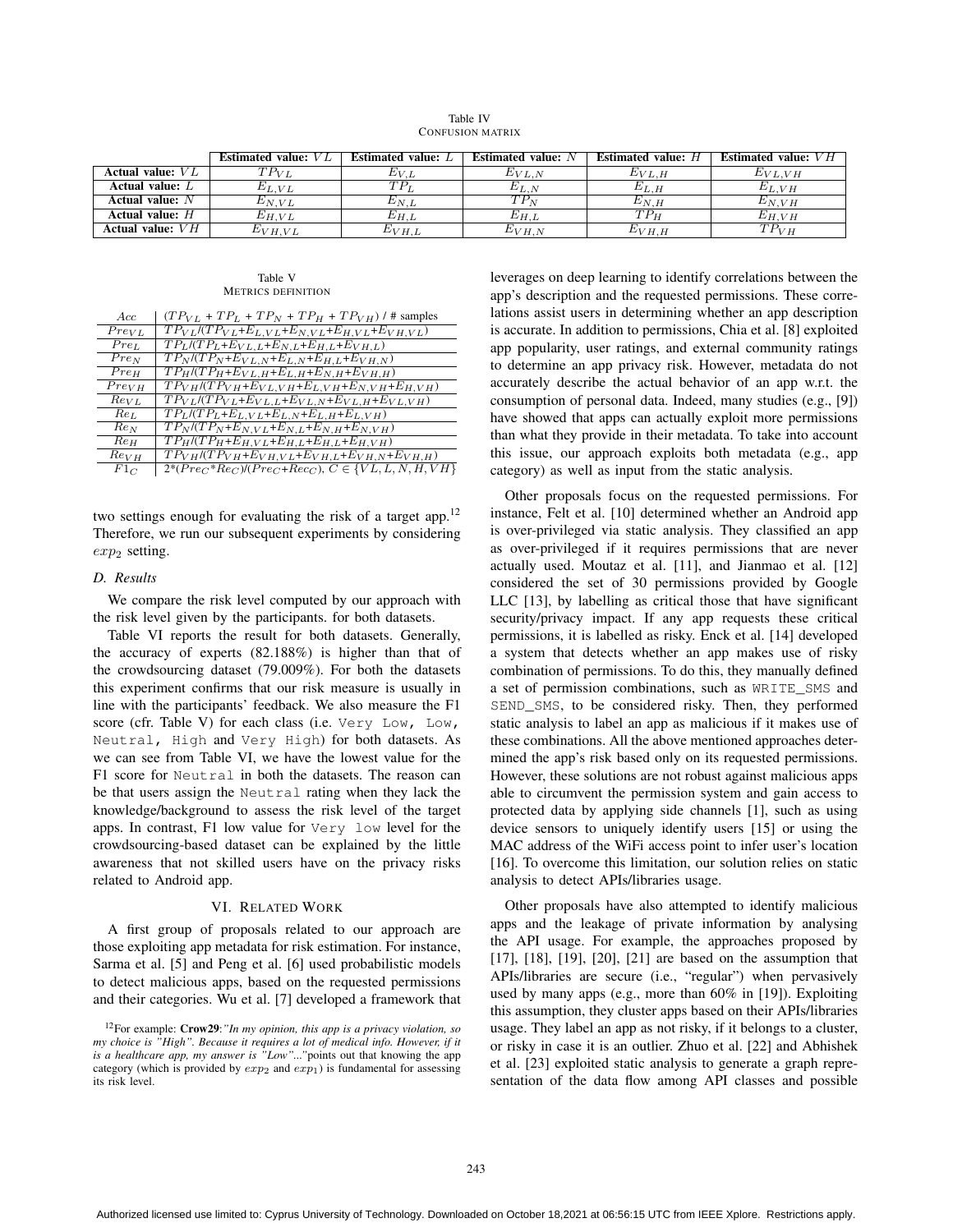Table IV
CONFUSION MATRIX

| | **Estimated value:** $VL$ | **Estimated value:** $L$ | **Estimated value:** $N$ | **Estimated value:** $H$ | **Estimated value:** $VH$ |
|---|---|---|---|---|---|
| **Actual value:** $VL$ | $TP_{VL}$ | $E_{V,L}$ | $E_{VL,N}$ | $E_{VL,H}$ | $E_{VL,VH}$ |
| **Actual value:** $L$ | $E_{L,VL}$ | $TP_L$ | $E_{L,N}$ | $E_{L,H}$ | $E_{L,VH}$ |
| **Actual value:** $N$ | $E_{N,VL}$ | $E_{N,L}$ | $TP_N$ | $E_{N,H}$ | $E_{N,VH}$ |
| **Actual value:** $H$ | $E_{H,VL}$ | $E_{H,L}$ | $E_{H,L}$ | $TP_H$ | $E_{H,VH}$ |
| **Actual value:** $VH$ | $E_{VH,VL}$ | $E_{VH,L}$ | $E_{VH,N}$ | $E_{VH,H}$ | $TP_{VH}$ |

Table V
METRICS DEFINITION

| | |
|---|---|
| $Acc$ | ($TP_{VL}$ + $TP_L$ + $TP_N$ + $TP_H$ + $TP_{VH}$) / # samples |
| $Pre_{VL}$ | $TP_{VL}$/($TP_{VL}$+$E_{L,VL}$+$E_{N,VL}$+$E_{H,VL}$+$E_{VH,VL}$) |
| $Pre_L$ | $TP_L$/($TP_L$+$E_{VL,L}$+$E_{N,L}$+$E_{H,L}$+$E_{VH,L}$) |
| $Pre_N$ | $TP_N$/($TP_N$+$E_{VL,N}$+$E_{L,N}$+$E_{H,L}$+$E_{VH,N}$) |
| $Pre_H$ | $TP_H$/($TP_H$+$E_{VL,H}$+$E_{L,H}$+$E_{N,H}$+$E_{VH,H}$) |
| $Pre_{VH}$ | $TP_{VH}$/($TP_{VH}$+$E_{VL,VH}$+$E_{L,VH}$+$E_{N,VH}$+$E_{H,VH}$) |
| $Re_{VL}$ | $TP_{VL}$/($TP_{VL}$+$E_{VL,L}$+$E_{VL,N}$+$E_{VL,H}$+$E_{VL,VH}$) |
| $Re_L$ | $TP_L$/($TP_L$+$E_{L,VL}$+$E_{L,N}$+$E_{L,H}$+$E_{L,VH}$) |
| $Re_N$ | $TP_N$/($TP_N$+$E_{N,VL}$+$E_{N,L}$+$E_{N,H}$+$E_{N,VH}$) |
| $Re_H$ | $TP_H$/($TP_H$+$E_{H,VL}$+$E_{H,L}$+$E_{H,L}$+$E_{H,VH}$) |
| $Re_{VH}$ | $TP_{VH}$/($TP_{VH}$+$E_{VH,VL}$+$E_{VH,L}$+$E_{VH,N}$+$E_{VH,H}$) |
| $F1_C$ | 2*($Pre_C$*$Re_C$)/($Pre_C$+$Rec_C$), $C \in \{VL, L, N, H, VH\}$ |

two settings enough for evaluating the risk of a target app.[12] Therefore, we run our subsequent experiments by considering $exp_2$ setting.

### D. Results

We compare the risk level computed by our approach with the risk level given by the participants. for both datasets.

Table VI reports the result for both datasets. Generally, the accuracy of experts (82.188%) is higher than that of the crowdsourcing dataset (79.009%). For both the datasets this experiment confirms that our risk measure is usually in line with the participants' feedback. We also measure the F1 score (cfr. Table V) for each class (i.e. `Very Low`, `Low`, `Neutral`, `High` and `Very High`) for both datasets. As we can see from Table VI, we have the lowest value for the F1 score for `Neutral` in both the datasets. The reason can be that users assign the `Neutral` rating when they lack the knowledge/background to assess the risk level of the target apps. In contrast, F1 low value for `Very low` level for the crowdsourcing-based dataset can be explained by the little awareness that not skilled users have on the privacy risks related to Android app.

## VI. Related Work

A first group of proposals related to our approach are those exploiting app metadata for risk estimation. For instance, Sarma et al. [5] and Peng et al. [6] used probabilistic models to detect malicious apps, based on the requested permissions and their categories. Wu et al. [7] developed a framework that leverages on deep learning to identify correlations between the app's description and the requested permissions. These correlations assist users in determining whether an app description is accurate. In addition to permissions, Chia et al. [8] exploited app popularity, user ratings, and external community ratings to determine an app privacy risk. However, metadata do not accurately describe the actual behavior of an app w.r.t. the consumption of personal data. Indeed, many studies (e.g., [9]) have showed that apps can actually exploit more permissions than what they provide in their metadata. To take into account this issue, our approach exploits both metadata (e.g., app category) as well as input from the static analysis.

Other proposals focus on the requested permissions. For instance, Felt et al. [10] determined whether an Android app is over-privileged via static analysis. They classified an app as over-privileged if it requires permissions that are never actually used. Moutaz et al. [11], and Jianmao et al. [12] considered the set of 30 permissions provided by Google LLC [13], by labelling as critical those that have significant security/privacy impact. If any app requests these critical permissions, it is labelled as risky. Enck et al. [14] developed a system that detects whether an app makes use of risky combination of permissions. To do this, they manually defined a set of permission combinations, such as `WRITE_SMS` and `SEND_SMS`, to be considered risky. Then, they performed static analysis to label an app as malicious if it makes use of these combinations. All the above mentioned approaches determined the app's risk based only on its requested permissions. However, these solutions are not robust against malicious apps able to circumvent the permission system and gain access to protected data by applying side channels [1], such as using device sensors to uniquely identify users [15] or using the MAC address of the WiFi access point to infer user's location [16]. To overcome this limitation, our solution relies on static analysis to detect APIs/libraries usage.

Other proposals have also attempted to identify malicious apps and the leakage of private information by analysing the API usage. For example, the approaches proposed by [17], [18], [19], [20], [21] are based on the assumption that APIs/libraries are secure (i.e., "regular") when pervasively used by many apps (e.g., more than 60% in [19]). Exploiting this assumption, they cluster apps based on their APIs/libraries usage. They label an app as not risky, if it belongs to a cluster, or risky in case it is an outlier. Zhuo et al. [22] and Abhishek et al. [23] exploited static analysis to generate a graph representation of the data flow among API classes and possible

[12] For example: **Crow29**: *"In my opinion, this app is a privacy violation, so my choice is "High". Because it requires a lot of medical info. However, if it is a healthcare app, my answer is "Low"..."* points out that knowing the app category (which is provided by $exp_2$ and $exp_1$) is fundamental for assessing its risk level.

Authorized licensed use limited to: Cyprus University of Technology. Downloaded on October 18,2021 at 06:56:15 UTC from IEEE Xplore. Restrictions apply.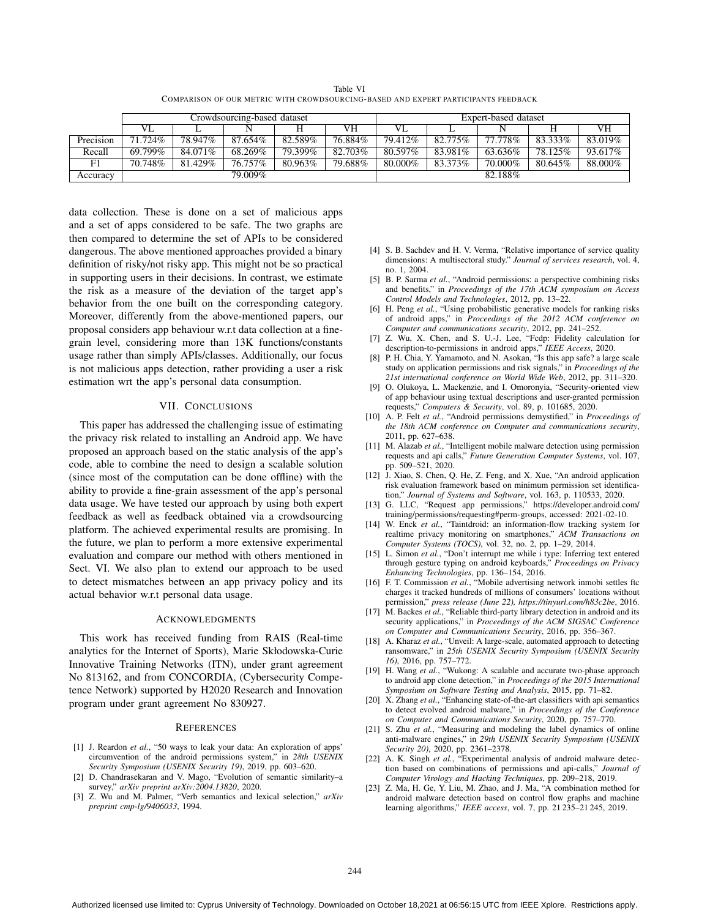Table VI
COMPARISON OF OUR METRIC WITH CROWDSOURCING-BASED AND EXPERT PARTICIPANTS FEEDBACK

| | Crowdsourcing-based dataset | | | | | Expert-based dataset | | | | |
|---|---|---|---|---|---|---|---|---|---|---|
| | VL | L | N | H | VH | VL | L | N | H | VH |
| Precision | 71.724% | 78.947% | 87.654% | 82.589% | 76.884% | 79.412% | 82.775% | 77.778% | 83.333% | 83.019% |
| Recall | 69.799% | 84.071% | 68.269% | 79.399% | 82.703% | 80.597% | 83.981% | 63.636% | 78.125% | 93.617% |
| F1 | 70.748% | 81.429% | 76.757% | 80.963% | 79.688% | 80.000% | 83.373% | 70.000% | 80.645% | 88.000% |
| Accuracy | 79.009% | | | | | 82.188% | | | | |

data collection. These is done on a set of malicious apps and a set of apps considered to be safe. The two graphs are then compared to determine the set of APIs to be considered dangerous. The above mentioned approaches provided a binary definition of risky/not risky app. This might not be so practical in supporting users in their decisions. In contrast, we estimate the risk as a measure of the deviation of the target app's behavior from the one built on the corresponding category. Moreover, differently from the above-mentioned papers, our proposal considers app behaviour w.r.t data collection at a fine-grain level, considering more than 13K functions/constants usage rather than simply APIs/classes. Additionally, our focus is not malicious apps detection, rather providing a user a risk estimation wrt the app's personal data consumption.

## VII. CONCLUSIONS

This paper has addressed the challenging issue of estimating the privacy risk related to installing an Android app. We have proposed an approach based on the static analysis of the app's code, able to combine the need to design a scalable solution (since most of the computation can be done offline) with the ability to provide a fine-grain assessment of the app's personal data usage. We have tested our approach by using both expert feedback as well as feedback obtained via a crowdsourcing platform. The achieved experimental results are promising. In the future, we plan to perform a more extensive experimental evaluation and compare our method with others mentioned in Sect. VI. We also plan to extend our approach to be used to detect mismatches between an app privacy policy and its actual behavior w.r.t personal data usage.

## ACKNOWLEDGMENTS

This work has received funding from RAIS (Real-time analytics for the Internet of Sports), Marie Skłodowska-Curie Innovative Training Networks (ITN), under grant agreement No 813162, and from CONCORDIA, (Cybersecurity Competence Network) supported by H2020 Research and Innovation program under grant agreement No 830927.

## REFERENCES

[1] J. Reardon *et al.*, "50 ways to leak your data: An exploration of apps' circumvention of the android permissions system," in *28th USENIX Security Symposium (USENIX Security 19)*, 2019, pp. 603–620.

[2] D. Chandrasekaran and V. Mago, "Evolution of semantic similarity–a survey," *arXiv preprint arXiv:2004.13820*, 2020.

[3] Z. Wu and M. Palmer, "Verb semantics and lexical selection," *arXiv preprint cmp-lg/9406033*, 1994.

[4] S. B. Sachdev and H. V. Verma, "Relative importance of service quality dimensions: A multisectoral study." *Journal of services research*, vol. 4, no. 1, 2004.

[5] B. P. Sarma *et al.*, "Android permissions: a perspective combining risks and benefits," in *Proceedings of the 17th ACM symposium on Access Control Models and Technologies*, 2012, pp. 13–22.

[6] H. Peng *et al.*, "Using probabilistic generative models for ranking risks of android apps," in *Proceedings of the 2012 ACM conference on Computer and communications security*, 2012, pp. 241–252.

[7] Z. Wu, X. Chen, and S. U.-J. Lee, "Fcdp: Fidelity calculation for description-to-permissions in android apps," *IEEE Access*, 2020.

[8] P. H. Chia, Y. Yamamoto, and N. Asokan, "Is this app safe? a large scale study on application permissions and risk signals," in *Proceedings of the 21st international conference on World Wide Web*, 2012, pp. 311–320.

[9] O. Olukoya, L. Mackenzie, and I. Omoronyia, "Security-oriented view of app behaviour using textual descriptions and user-granted permission requests," *Computers & Security*, vol. 89, p. 101685, 2020.

[10] A. P. Felt *et al.*, "Android permissions demystified," in *Proceedings of the 18th ACM conference on Computer and communications security*, 2011, pp. 627–638.

[11] M. Alazab *et al.*, "Intelligent mobile malware detection using permission requests and api calls," *Future Generation Computer Systems*, vol. 107, pp. 509–521, 2020.

[12] J. Xiao, S. Chen, Q. He, Z. Feng, and X. Xue, "An android application risk evaluation framework based on minimum permission set identification," *Journal of Systems and Software*, vol. 163, p. 110533, 2020.

[13] G. LLC, "Request app permissions," https://developer.android.com/training/permissions/requesting#perm-groups, accessed: 2021-02-10.

[14] W. Enck *et al.*, "Taintdroid: an information-flow tracking system for realtime privacy monitoring on smartphones," *ACM Transactions on Computer Systems (TOCS)*, vol. 32, no. 2, pp. 1–29, 2014.

[15] L. Simon *et al.*, "Don't interrupt me while i type: Inferring text entered through gesture typing on android keyboards," *Proceedings on Privacy Enhancing Technologies*, pp. 136–154, 2016.

[16] F. T. Commission *et al.*, "Mobile advertising network inmobi settles ftc charges it tracked hundreds of millions of consumers' locations without permission," *press release (June 22), https://tinyurl.com/h83c2be*, 2016.

[17] M. Backes *et al.*, "Reliable third-party library detection in android and its security applications," in *Proceedings of the ACM SIGSAC Conference on Computer and Communications Security*, 2016, pp. 356–367.

[18] A. Kharaz *et al.*, "Unveil: A large-scale, automated approach to detecting ransomware," in *25th USENIX Security Symposium (USENIX Security 16)*, 2016, pp. 757–772.

[19] H. Wang *et al.*, "Wukong: A scalable and accurate two-phase approach to android app clone detection," in *Proceedings of the 2015 International Symposium on Software Testing and Analysis*, 2015, pp. 71–82.

[20] X. Zhang *et al.*, "Enhancing state-of-the-art classifiers with api semantics to detect evolved android malware," in *Proceedings of the Conference on Computer and Communications Security*, 2020, pp. 757–770.

[21] S. Zhu *et al.*, "Measuring and modeling the label dynamics of online anti-malware engines," in *29th USENIX Security Symposium (USENIX Security 20)*, 2020, pp. 2361–2378.

[22] A. K. Singh *et al.*, "Experimental analysis of android malware detection based on combinations of permissions and api-calls," *Journal of Computer Virology and Hacking Techniques*, pp. 209–218, 2019.

[23] Z. Ma, H. Ge, Y. Liu, M. Zhao, and J. Ma, "A combination method for android malware detection based on control flow graphs and machine learning algorithms," *IEEE access*, vol. 7, pp. 21 235–21 245, 2019.